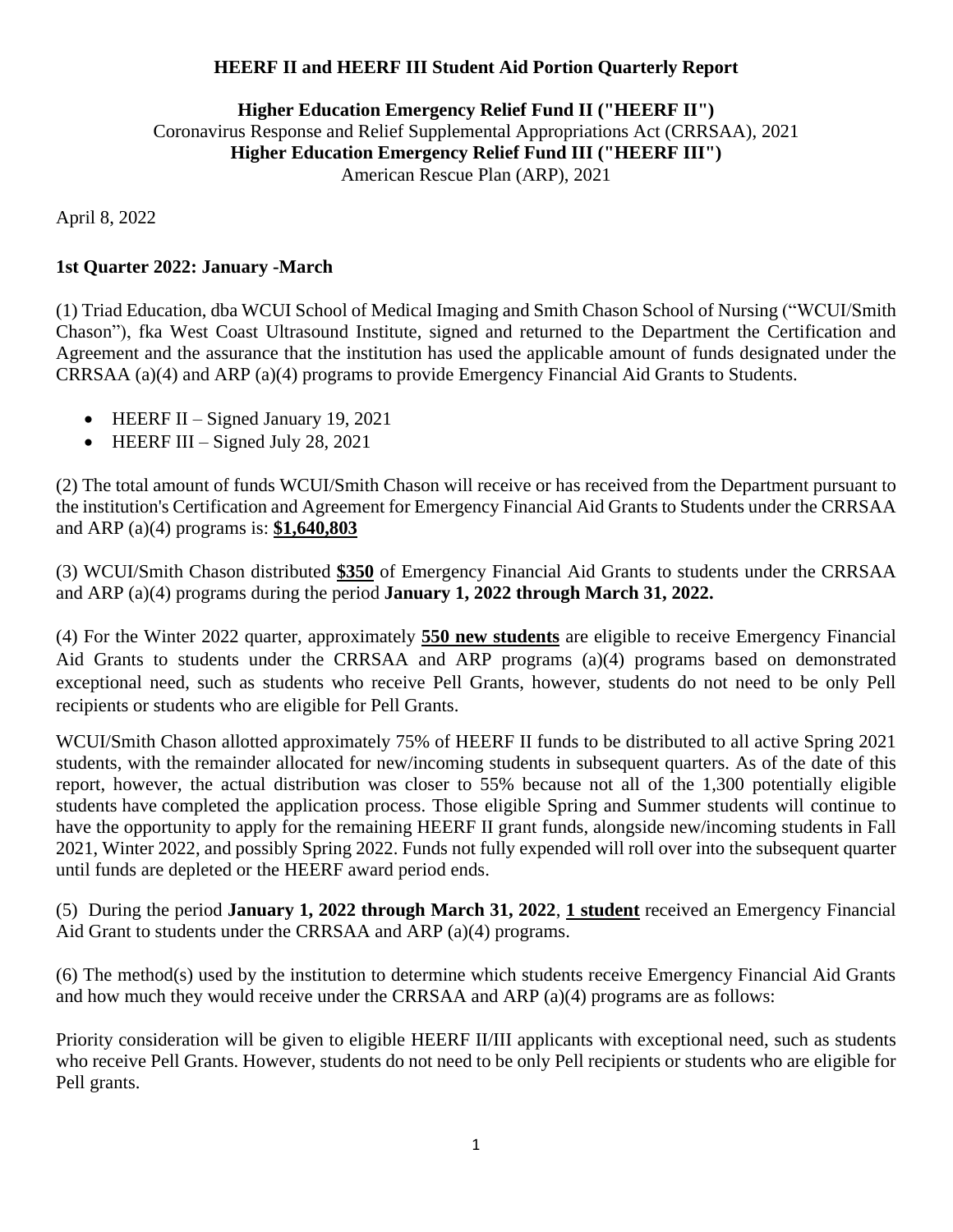**HEERF II and HEERF III Student Aid Portion Quarterly Report**

**Higher Education Emergency Relief Fund II ("HEERF II")**
Coronavirus Response and Relief Supplemental Appropriations Act (CRRSAA), 2021
**Higher Education Emergency Relief Fund III ("HEERF III")**
American Rescue Plan (ARP), 2021

April 8, 2022

**1st Quarter 2022: January -March**

(1) Triad Education, dba WCUI School of Medical Imaging and Smith Chason School of Nursing ("WCUI/Smith Chason"), fka West Coast Ultrasound Institute, signed and returned to the Department the Certification and Agreement and the assurance that the institution has used the applicable amount of funds designated under the CRRSAA (a)(4) and ARP (a)(4) programs to provide Emergency Financial Aid Grants to Students.

- HEERF II – Signed January 19, 2021
- HEERF III – Signed July 28, 2021

(2) The total amount of funds WCUI/Smith Chason will receive or has received from the Department pursuant to the institution's Certification and Agreement for Emergency Financial Aid Grants to Students under the CRRSAA and ARP (a)(4) programs is: **$1,640,803**

(3) WCUI/Smith Chason distributed **$350** of Emergency Financial Aid Grants to students under the CRRSAA and ARP (a)(4) programs during the period **January 1, 2022 through March 31, 2022.**

(4) For the Winter 2022 quarter, approximately **550 new students** are eligible to receive Emergency Financial Aid Grants to students under the CRRSAA and ARP programs (a)(4) programs based on demonstrated exceptional need, such as students who receive Pell Grants, however, students do not need to be only Pell recipients or students who are eligible for Pell Grants.

WCUI/Smith Chason allotted approximately 75% of HEERF II funds to be distributed to all active Spring 2021 students, with the remainder allocated for new/incoming students in subsequent quarters. As of the date of this report, however, the actual distribution was closer to 55% because not all of the 1,300 potentially eligible students have completed the application process. Those eligible Spring and Summer students will continue to have the opportunity to apply for the remaining HEERF II grant funds, alongside new/incoming students in Fall 2021, Winter 2022, and possibly Spring 2022. Funds not fully expended will roll over into the subsequent quarter until funds are depleted or the HEERF award period ends.

(5) During the period **January 1, 2022 through March 31, 2022**, **1 student** received an Emergency Financial Aid Grant to students under the CRRSAA and ARP (a)(4) programs.

(6) The method(s) used by the institution to determine which students receive Emergency Financial Aid Grants and how much they would receive under the CRRSAA and ARP (a)(4) programs are as follows:

Priority consideration will be given to eligible HEERF II/III applicants with exceptional need, such as students who receive Pell Grants. However, students do not need to be only Pell recipients or students who are eligible for Pell grants.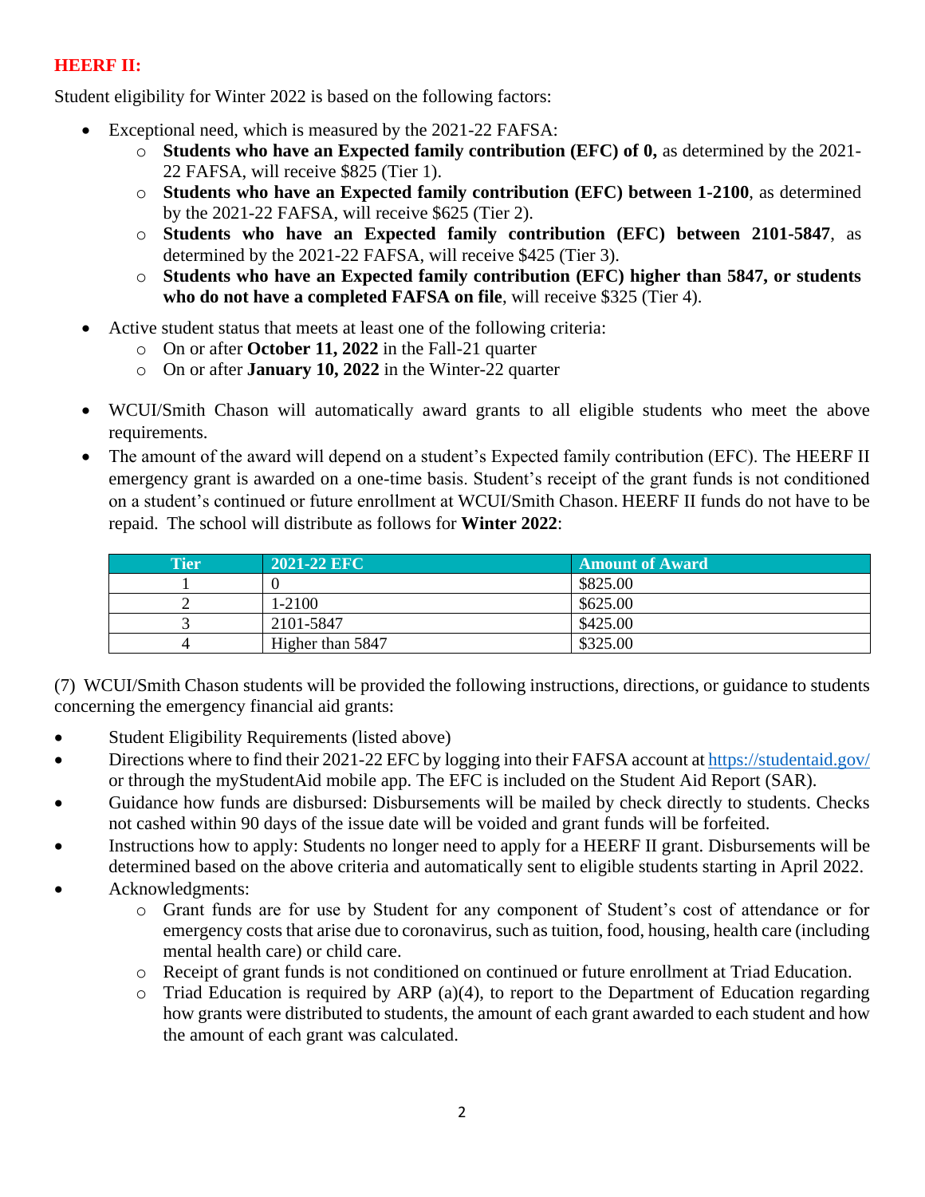## HEERF II:

Student eligibility for Winter 2022 is based on the following factors:

- Exceptional need, which is measured by the 2021-22 FAFSA:
  - **Students who have an Expected family contribution (EFC) of 0,** as determined by the 2021-22 FAFSA, will receive $825 (Tier 1).
  - **Students who have an Expected family contribution (EFC) between 1-2100**, as determined by the 2021-22 FAFSA, will receive $625 (Tier 2).
  - **Students who have an Expected family contribution (EFC) between 2101-5847**, as determined by the 2021-22 FAFSA, will receive $425 (Tier 3).
  - **Students who have an Expected family contribution (EFC) higher than 5847, or students who do not have a completed FAFSA on file**, will receive $325 (Tier 4).
- Active student status that meets at least one of the following criteria:
  - On or after **October 11, 2022** in the Fall-21 quarter
  - On or after **January 10, 2022** in the Winter-22 quarter
- WCUI/Smith Chason will automatically award grants to all eligible students who meet the above requirements.
- The amount of the award will depend on a student's Expected family contribution (EFC). The HEERF II emergency grant is awarded on a one-time basis. Student's receipt of the grant funds is not conditioned on a student's continued or future enrollment at WCUI/Smith Chason. HEERF II funds do not have to be repaid. The school will distribute as follows for **Winter 2022**:

| Tier | 2021-22 EFC | Amount of Award |
|---|---|---|
| 1 | 0 | $825.00 |
| 2 | 1-2100 | $625.00 |
| 3 | 2101-5847 | $425.00 |
| 4 | Higher than 5847 | $325.00 |

(7) WCUI/Smith Chason students will be provided the following instructions, directions, or guidance to students concerning the emergency financial aid grants:

- Student Eligibility Requirements (listed above)
- Directions where to find their 2021-22 EFC by logging into their FAFSA account at https://studentaid.gov/ or through the myStudentAid mobile app. The EFC is included on the Student Aid Report (SAR).
- Guidance how funds are disbursed: Disbursements will be mailed by check directly to students. Checks not cashed within 90 days of the issue date will be voided and grant funds will be forfeited.
- Instructions how to apply: Students no longer need to apply for a HEERF II grant. Disbursements will be determined based on the above criteria and automatically sent to eligible students starting in April 2022.
- Acknowledgments:
  - Grant funds are for use by Student for any component of Student's cost of attendance or for emergency costs that arise due to coronavirus, such as tuition, food, housing, health care (including mental health care) or child care.
  - Receipt of grant funds is not conditioned on continued or future enrollment at Triad Education.
  - Triad Education is required by ARP (a)(4), to report to the Department of Education regarding how grants were distributed to students, the amount of each grant awarded to each student and how the amount of each grant was calculated.